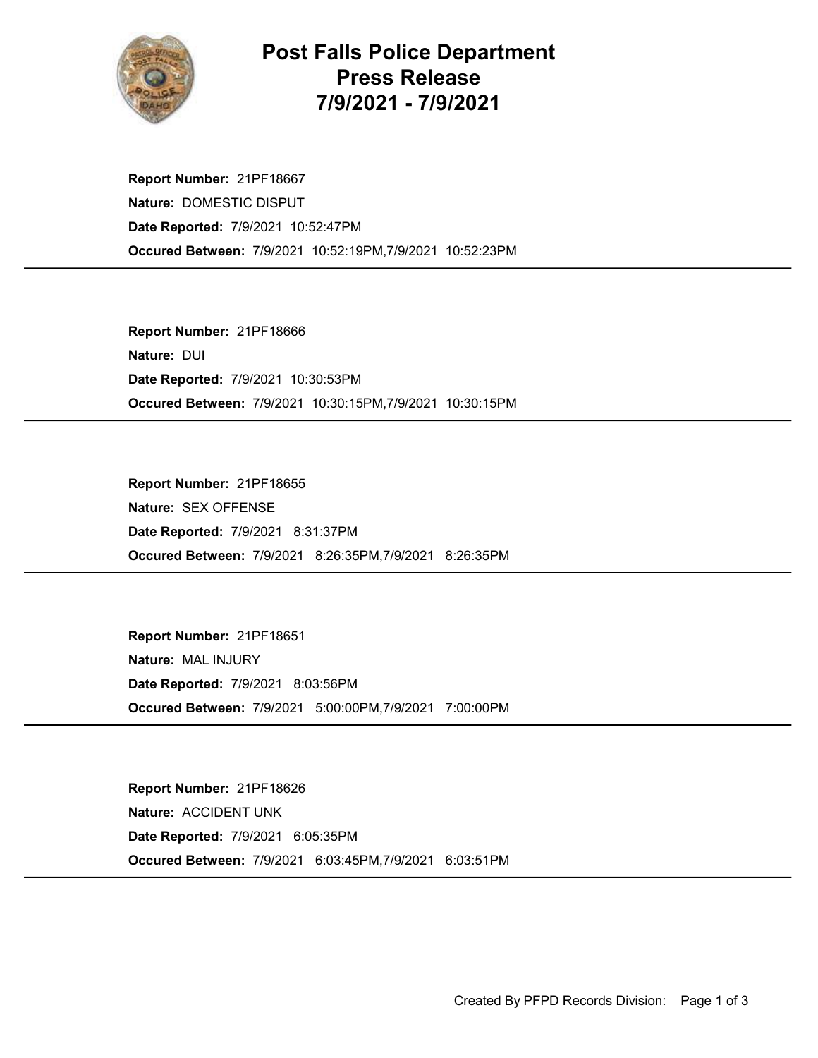# Post Falls Police Department
# Press Release
# 7/9/2021 - 7/9/2021

**Report Number:** 21PF18667
**Nature:** DOMESTIC DISPUT
**Date Reported:** 7/9/2021 10:52:47PM
**Occured Between:** 7/9/2021 10:52:19PM,7/9/2021 10:52:23PM

---

**Report Number:** 21PF18666
**Nature:** DUI
**Date Reported:** 7/9/2021 10:30:53PM
**Occured Between:** 7/9/2021 10:30:15PM,7/9/2021 10:30:15PM

---

**Report Number:** 21PF18655
**Nature:** SEX OFFENSE
**Date Reported:** 7/9/2021 8:31:37PM
**Occured Between:** 7/9/2021 8:26:35PM,7/9/2021 8:26:35PM

---

**Report Number:** 21PF18651
**Nature:** MAL INJURY
**Date Reported:** 7/9/2021 8:03:56PM
**Occured Between:** 7/9/2021 5:00:00PM,7/9/2021 7:00:00PM

---

**Report Number:** 21PF18626
**Nature:** ACCIDENT UNK
**Date Reported:** 7/9/2021 6:05:35PM
**Occured Between:** 7/9/2021 6:03:45PM,7/9/2021 6:03:51PM

---

Created By PFPD Records Division: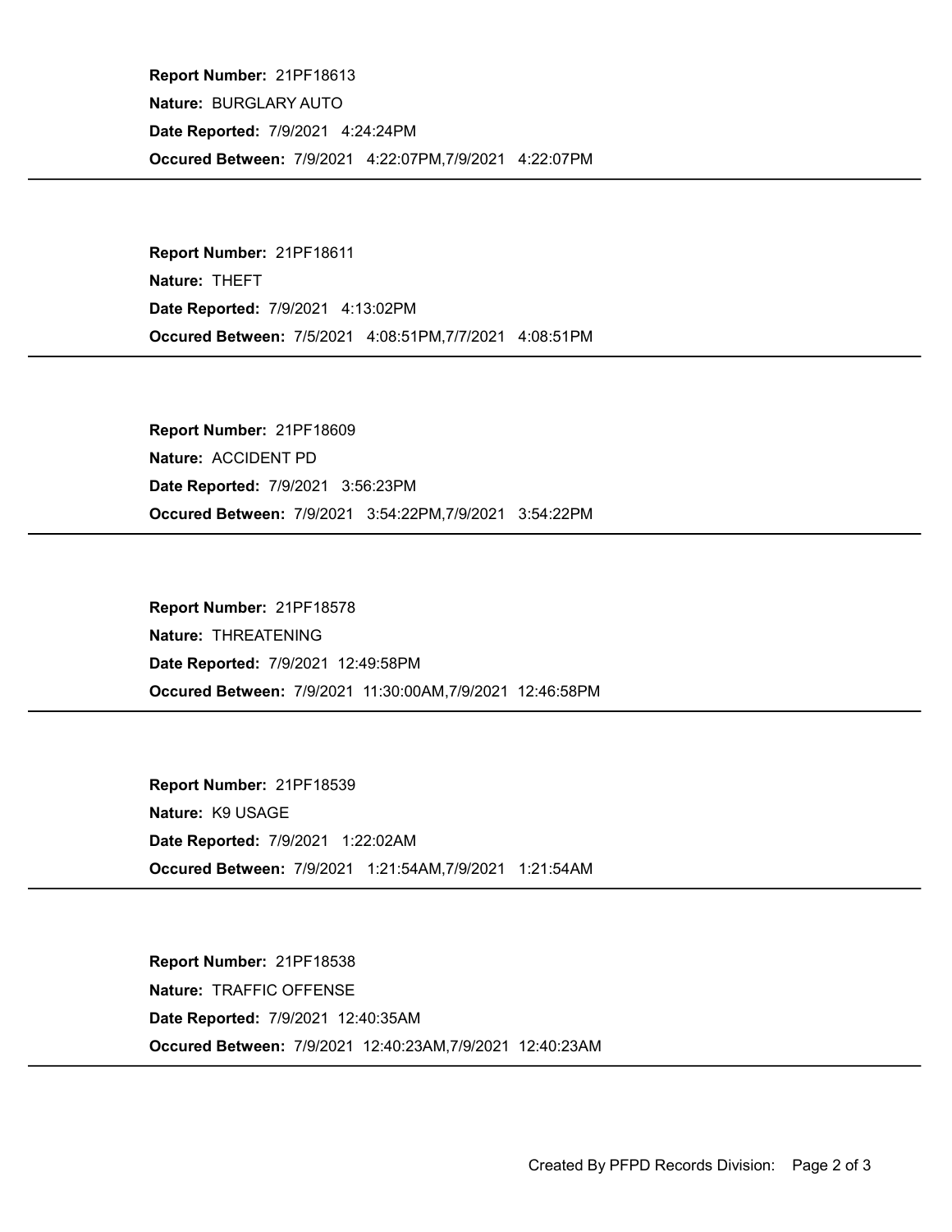**Report Number:** 21PF18613
**Nature:** BURGLARY AUTO
**Date Reported:** 7/9/2021 4:24:24PM
**Occured Between:** 7/9/2021 4:22:07PM,7/9/2021 4:22:07PM

---

**Report Number:** 21PF18611
**Nature:** THEFT
**Date Reported:** 7/9/2021 4:13:02PM
**Occured Between:** 7/5/2021 4:08:51PM,7/7/2021 4:08:51PM

---

**Report Number:** 21PF18609
**Nature:** ACCIDENT PD
**Date Reported:** 7/9/2021 3:56:23PM
**Occured Between:** 7/9/2021 3:54:22PM,7/9/2021 3:54:22PM

---

**Report Number:** 21PF18578
**Nature:** THREATENING
**Date Reported:** 7/9/2021 12:49:58PM
**Occured Between:** 7/9/2021 11:30:00AM,7/9/2021 12:46:58PM

---

**Report Number:** 21PF18539
**Nature:** K9 USAGE
**Date Reported:** 7/9/2021 1:22:02AM
**Occured Between:** 7/9/2021 1:21:54AM,7/9/2021 1:21:54AM

---

**Report Number:** 21PF18538
**Nature:** TRAFFIC OFFENSE
**Date Reported:** 7/9/2021 12:40:35AM
**Occured Between:** 7/9/2021 12:40:23AM,7/9/2021 12:40:23AM

---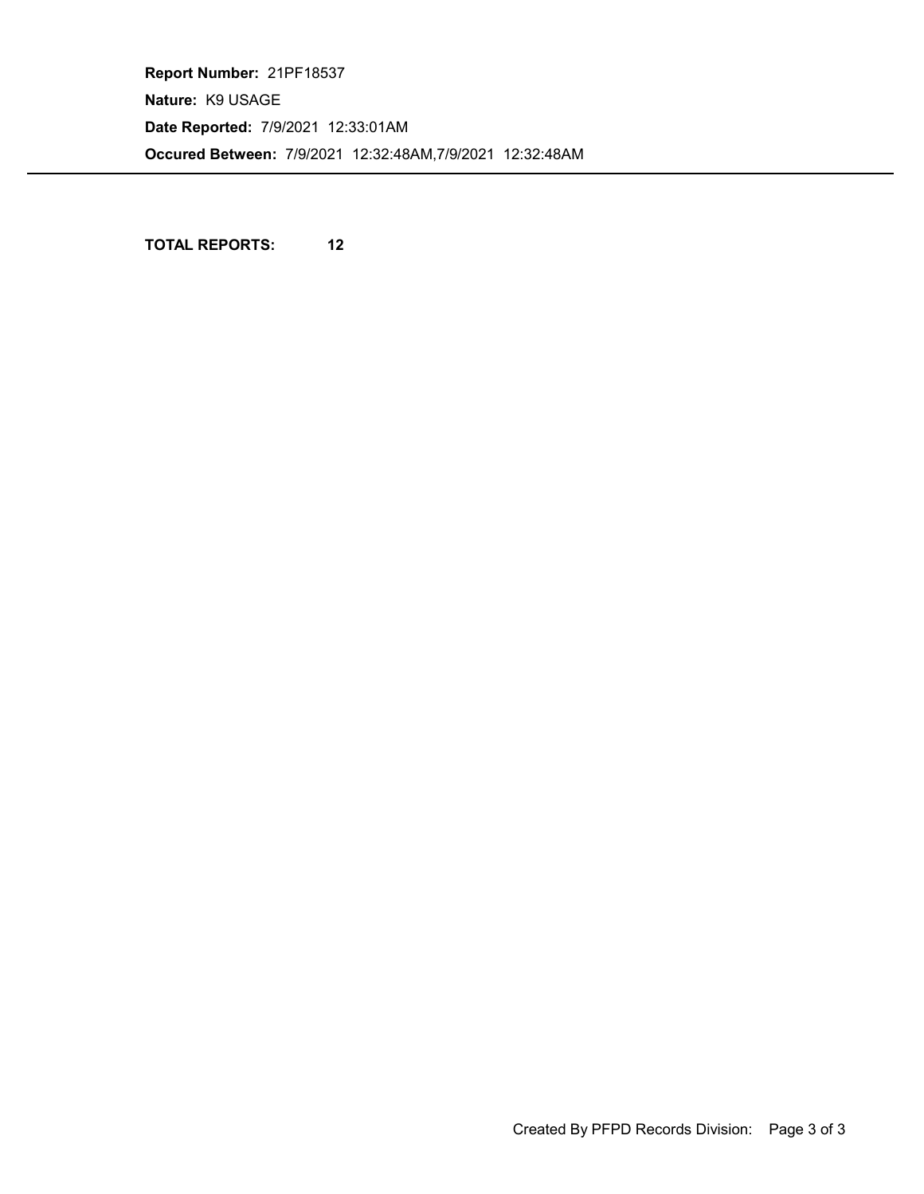**Report Number:** 21PF18537

**Nature:** K9 USAGE

**Date Reported:** 7/9/2021 12:33:01AM

**Occured Between:** 7/9/2021 12:32:48AM,7/9/2021 12:32:48AM

---

**TOTAL REPORTS: 12**

Created By PFPD Records Division: